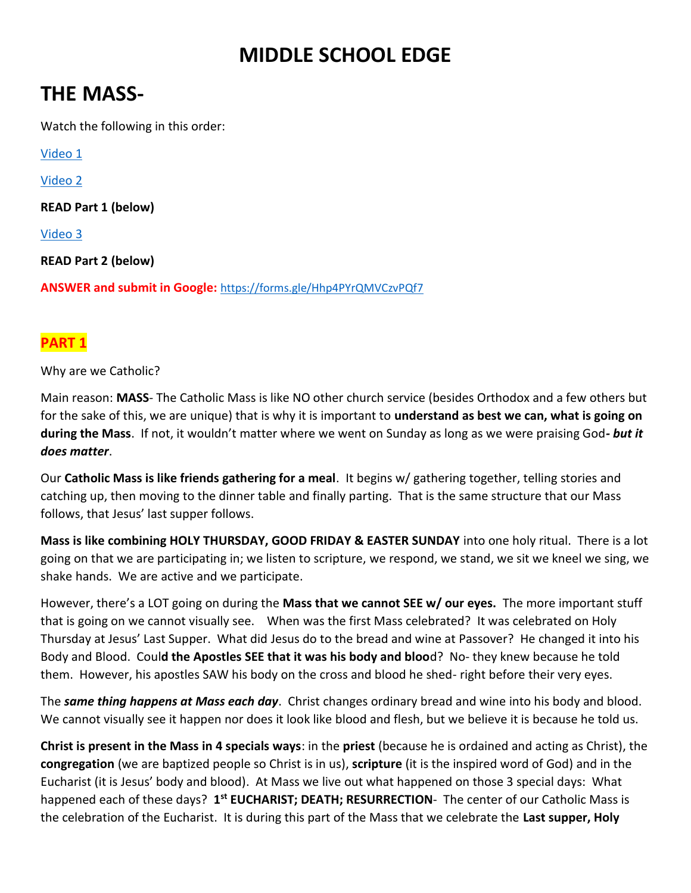# MIDDLE SCHOOL EDGE

## THE MASS-

Watch the following in this order:

Video 1

Video 2

**READ Part 1 (below)**

Video 3

**READ Part 2 (below)**

**ANSWER and submit in Google:** https://forms.gle/Hhp4PYrQMVCzvPQf7

### PART 1

Why are we Catholic?

Main reason: **MASS**- The Catholic Mass is like NO other church service (besides Orthodox and a few others but for the sake of this, we are unique) that is why it is important to **understand as best we can, what is going on during the Mass**. If not, it wouldn't matter where we went on Sunday as long as we were praising God***- but it does matter***.

Our **Catholic Mass is like friends gathering for a meal**. It begins w/ gathering together, telling stories and catching up, then moving to the dinner table and finally parting. That is the same structure that our Mass follows, that Jesus' last supper follows.

**Mass is like combining HOLY THURSDAY, GOOD FRIDAY & EASTER SUNDAY** into one holy ritual. There is a lot going on that we are participating in; we listen to scripture, we respond, we stand, we sit we kneel we sing, we shake hands. We are active and we participate.

However, there's a LOT going on during the **Mass that we cannot SEE w/ our eyes.** The more important stuff that is going on we cannot visually see. When was the first Mass celebrated? It was celebrated on Holy Thursday at Jesus' Last Supper. What did Jesus do to the bread and wine at Passover? He changed it into his Body and Blood. Cou**ld the Apostles SEE that it was his body and bloo**d? No- they knew because he told them. However, his apostles SAW his body on the cross and blood he shed- right before their very eyes.

The ***same thing happens at Mass each day***. Christ changes ordinary bread and wine into his body and blood. We cannot visually see it happen nor does it look like blood and flesh, but we believe it is because he told us.

**Christ is present in the Mass in 4 specials ways**: in the **priest** (because he is ordained and acting as Christ), the **congregation** (we are baptized people so Christ is in us), **scripture** (it is the inspired word of God) and in the Eucharist (it is Jesus' body and blood). At Mass we live out what happened on those 3 special days: What happened each of these days? **1st EUCHARIST; DEATH; RESURRECTION**- The center of our Catholic Mass is the celebration of the Eucharist. It is during this part of the Mass that we celebrate the **Last supper, Holy**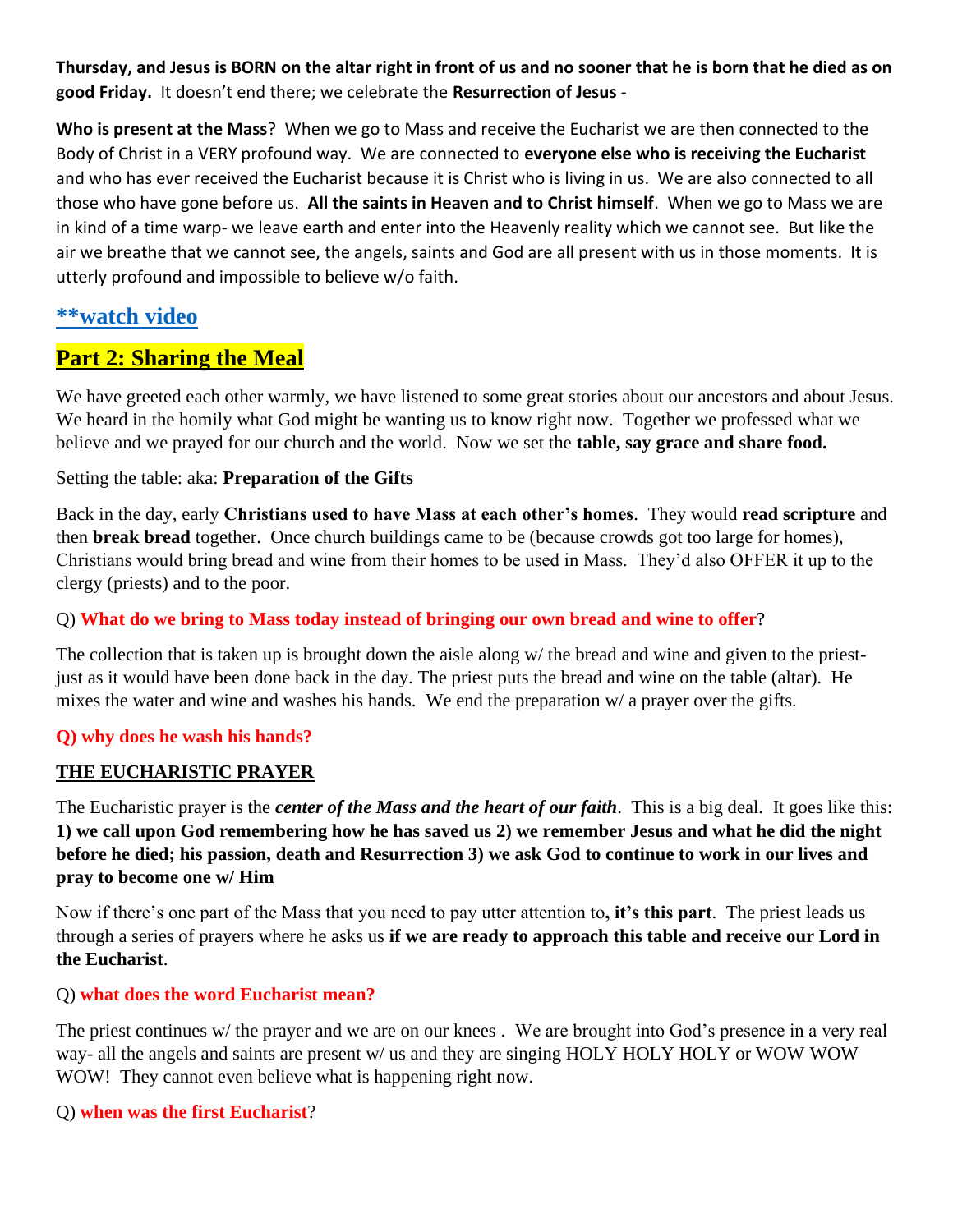**Thursday, and Jesus is BORN on the altar right in front of us and no sooner that he is born that he died as on good Friday.** It doesn't end there; we celebrate the **Resurrection of Jesus** -

**Who is present at the Mass**? When we go to Mass and receive the Eucharist we are then connected to the Body of Christ in a VERY profound way. We are connected to **everyone else who is receiving the Eucharist** and who has ever received the Eucharist because it is Christ who is living in us. We are also connected to all those who have gone before us. **All the saints in Heaven and to Christ himself**. When we go to Mass we are in kind of a time warp- we leave earth and enter into the Heavenly reality which we cannot see. But like the air we breathe that we cannot see, the angels, saints and God are all present with us in those moments. It is utterly profound and impossible to believe w/o faith.

## **watch video

## Part 2: Sharing the Meal

We have greeted each other warmly, we have listened to some great stories about our ancestors and about Jesus. We heard in the homily what God might be wanting us to know right now. Together we professed what we believe and we prayed for our church and the world. Now we set the **table, say grace and share food.**

Setting the table: aka: **Preparation of the Gifts**

Back in the day, early **Christians used to have Mass at each other's homes**. They would **read scripture** and then **break bread** together. Once church buildings came to be (because crowds got too large for homes), Christians would bring bread and wine from their homes to be used in Mass. They'd also OFFER it up to the clergy (priests) and to the poor.

Q) **What do we bring to Mass today instead of bringing our own bread and wine to offer**?

The collection that is taken up is brought down the aisle along w/ the bread and wine and given to the priest- just as it would have been done back in the day. The priest puts the bread and wine on the table (altar). He mixes the water and wine and washes his hands. We end the preparation w/ a prayer over the gifts.

**Q) why does he wash his hands?**

**THE EUCHARISTIC PRAYER**

The Eucharistic prayer is the ***center of the Mass and the heart of our faith***. This is a big deal. It goes like this: **1) we call upon God remembering how he has saved us 2) we remember Jesus and what he did the night before he died; his passion, death and Resurrection 3) we ask God to continue to work in our lives and pray to become one w/ Him**

Now if there's one part of the Mass that you need to pay utter attention to**, it's this part**. The priest leads us through a series of prayers where he asks us **if we are ready to approach this table and receive our Lord in the Eucharist**.

Q) **what does the word Eucharist mean?**

The priest continues w/ the prayer and we are on our knees . We are brought into God's presence in a very real way- all the angels and saints are present w/ us and they are singing HOLY HOLY HOLY or WOW WOW WOW! They cannot even believe what is happening right now.

Q) **when was the first Eucharist**?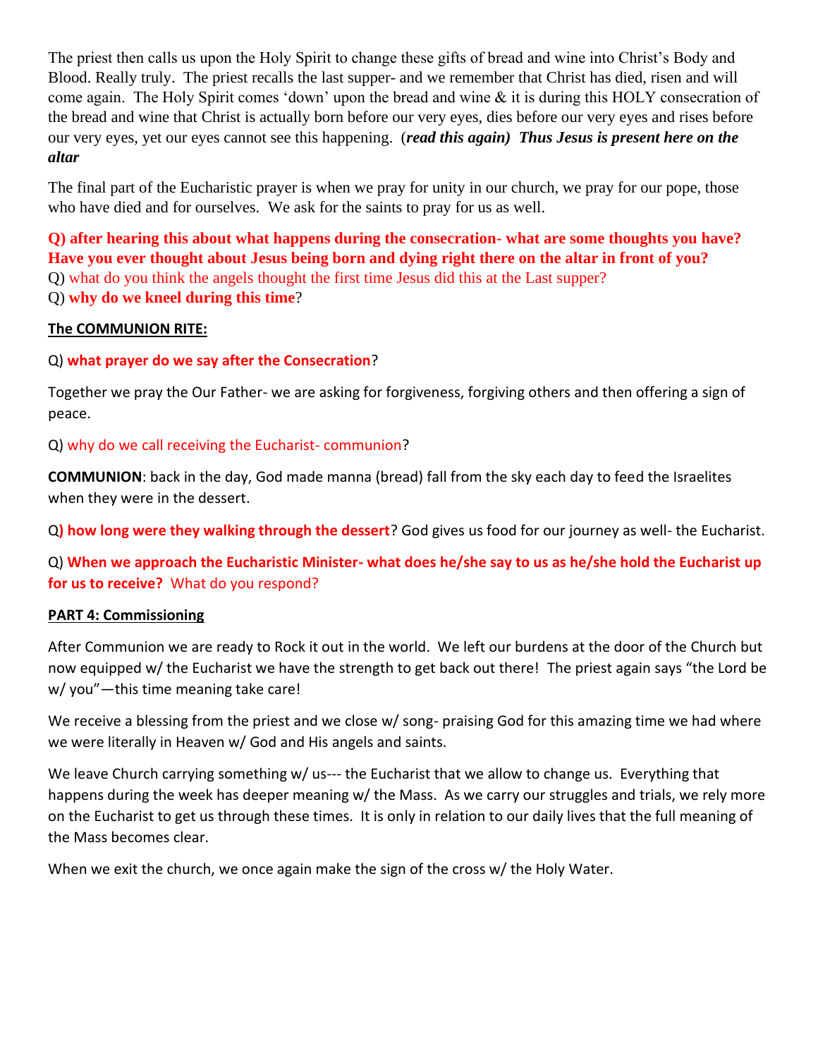The priest then calls us upon the Holy Spirit to change these gifts of bread and wine into Christ's Body and Blood. Really truly. The priest recalls the last supper- and we remember that Christ has died, risen and will come again. The Holy Spirit comes 'down' upon the bread and wine & it is during this HOLY consecration of the bread and wine that Christ is actually born before our very eyes, dies before our very eyes and rises before our very eyes, yet our eyes cannot see this happening. (***read this again)*** ***Thus Jesus is present here on the altar***

The final part of the Eucharistic prayer is when we pray for unity in our church, we pray for our pope, those who have died and for ourselves. We ask for the saints to pray for us as well.

**Q) after hearing this about what happens during the consecration- what are some thoughts you have? Have you ever thought about Jesus being born and dying right there on the altar in front of you?**
Q) what do you think the angels thought the first time Jesus did this at the Last supper?
Q) **why do we kneel during this time**?

**The COMMUNION RITE:**

Q) **what prayer do we say after the Consecration**?

Together we pray the Our Father- we are asking for forgiveness, forgiving others and then offering a sign of peace.

Q) why do we call receiving the Eucharist- communion?

**COMMUNION**: back in the day, God made manna (bread) fall from the sky each day to feed the Israelites when they were in the dessert.

Q**) how long were they walking through the dessert**? God gives us food for our journey as well- the Eucharist.

Q) **When we approach the Eucharistic Minister- what does he/she say to us as he/she hold the Eucharist up for us to receive?** What do you respond?

**PART 4: Commissioning**

After Communion we are ready to Rock it out in the world. We left our burdens at the door of the Church but now equipped w/ the Eucharist we have the strength to get back out there! The priest again says "the Lord be w/ you"—this time meaning take care!

We receive a blessing from the priest and we close w/ song- praising God for this amazing time we had where we were literally in Heaven w/ God and His angels and saints.

We leave Church carrying something w/ us--- the Eucharist that we allow to change us. Everything that happens during the week has deeper meaning w/ the Mass. As we carry our struggles and trials, we rely more on the Eucharist to get us through these times. It is only in relation to our daily lives that the full meaning of the Mass becomes clear.

When we exit the church, we once again make the sign of the cross w/ the Holy Water.